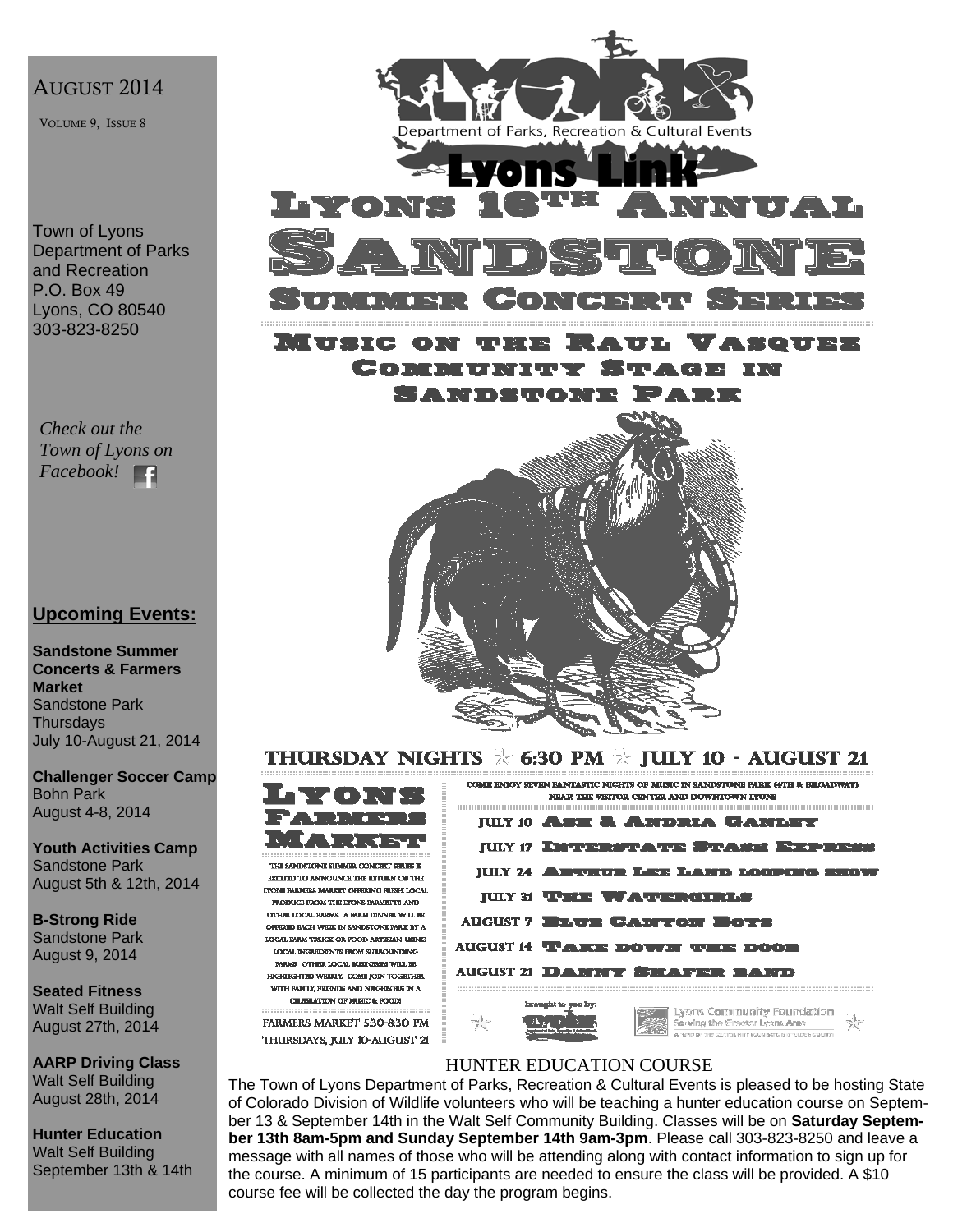AUGUST 2014

VOLUME 9, ISSUE 8

Town of Lyons
Department of Parks and Recreation
P.O. Box 49
Lyons, CO 80540
303-823-8250

*Check out the Town of Lyons on Facebook!*

## Upcoming Events:

**Sandstone Summer Concerts & Farmers Market**
Sandstone Park
Thursdays
July 10-August 21, 2014

**Challenger Soccer Camp**
Bohn Park
August 4-8, 2014

**Youth Activities Camp**
Sandstone Park
August 5th & 12th, 2014

**B-Strong Ride**
Sandstone Park
August 9, 2014

**Seated Fitness**
Walt Self Building
August 27th, 2014

**AARP Driving Class**
Walt Self Building
August 28th, 2014

**Hunter Education**
Walt Self Building
September 13th & 14th

# Lyons Link

Department of Parks, Recreation & Cultural Events

# Lyons 16th Annual Sandstone Summer Concert Series

## Music on the Raul Vasquez Community Stage in Sandstone Park

**THURSDAY NIGHTS ☆ 6:30 PM ☆ JULY 10 - AUGUST 21**

### Lyons Farmers Market

THE SANDSTONE SUMMER CONCERT SERIES IS EXCITED TO ANNOUNCE THE RETURN OF THE LYONS FARMERS MARKET OFFERING FRESH LOCAL PRODUCE FROM THE LYONS FARMETTE AND OTHER LOCAL FARMS. A FARM DINNER WILL BE OFFERED EACH WEEK IN SANDSTONE PARK BY A LOCAL FARM TRUCK OR FOOD ARTISAN USING LOCAL INGREDIENTS FROM SURROUNDING FARMS. OTHER LOCAL BUSINESSES WILL BE HIGHLIGHTED WEEKLY. COME JOIN TOGETHER WITH FAMILY, FRIENDS AND NEIGHBORS IN A CELEBRATION OF MUSIC & FOOD!

FARMERS MARKET 5:30-8:30 PM
THURSDAYS, JULY 10-AUGUST 21

COME ENJOY SEVEN FANTASTIC NIGHTS OF MUSIC IN SANDSTONE PARK (4TH & BROADWAY) NEAR THE VISITOR CENTER AND DOWNTOWN LYONS

- JULY 10 Ash & Andria Ganley
- JULY 17 Interstate Stash Express
- JULY 24 Arthur Lee Land Looping Show
- JULY 31 The Watergirls
- AUGUST 7 Blue Canyon Boys
- AUGUST 14 Take Down the Door
- AUGUST 21 Danny Shafer Band

brought to you by: Lyons Community Foundation — Serving the Greater Lyons Area

## HUNTER EDUCATION COURSE

The Town of Lyons Department of Parks, Recreation & Cultural Events is pleased to be hosting State of Colorado Division of Wildlife volunteers who will be teaching a hunter education course on September 13 & September 14th in the Walt Self Community Building. Classes will be on **Saturday September 13th 8am-5pm and Sunday September 14th 9am-3pm**. Please call 303-823-8250 and leave a message with all names of those who will be attending along with contact information to sign up for the course. A minimum of 15 participants are needed to ensure the class will be provided. A $10 course fee will be collected the day the program begins.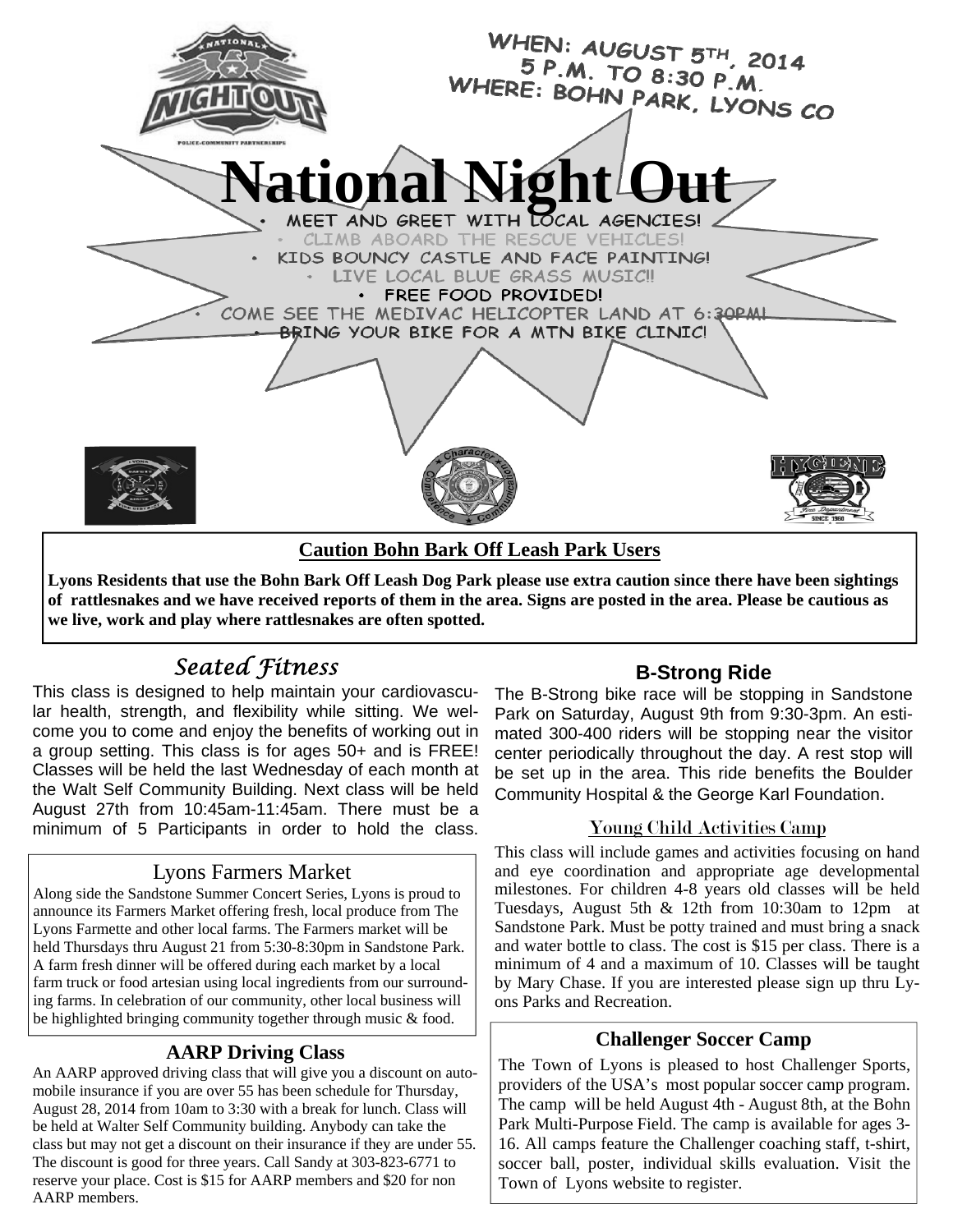WHEN: AUGUST 5TH, 2014
5 P.M. TO 8:30 P.M.
WHERE: BOHN PARK, LYONS CO

# National Night Out

- MEET AND GREET WITH LOCAL AGENCIES!
- CLIMB ABOARD THE RESCUE VEHICLES!
- KIDS BOUNCY CASTLE AND FACE PAINTING!
- LIVE LOCAL BLUE GRASS MUSIC!!
- FREE FOOD PROVIDED!
- COME SEE THE MEDIVAC HELICOPTER LAND AT 6:30PM!
- BRING YOUR BIKE FOR A MTN BIKE CLINIC!

## Caution Bohn Bark Off Leash Park Users

**Lyons Residents that use the Bohn Bark Off Leash Dog Park please use extra caution since there have been sightings of rattlesnakes and we have received reports of them in the area. Signs are posted in the area. Please be cautious as we live, work and play where rattlesnakes are often spotted.**

## *Seated Fitness*

This class is designed to help maintain your cardiovascular health, strength, and flexibility while sitting. We welcome you to come and enjoy the benefits of working out in a group setting. This class is for ages 50+ and is FREE! Classes will be held the last Wednesday of each month at the Walt Self Community Building. Next class will be held August 27th from 10:45am-11:45am. There must be a minimum of 5 Participants in order to hold the class.

## Lyons Farmers Market

Along side the Sandstone Summer Concert Series, Lyons is proud to announce its Farmers Market offering fresh, local produce from The Lyons Farmette and other local farms. The Farmers market will be held Thursdays thru August 21 from 5:30-8:30pm in Sandstone Park. A farm fresh dinner will be offered during each market by a local farm truck or food artesian using local ingredients from our surrounding farms. In celebration of our community, other local business will be highlighted bringing community together through music & food.

## AARP Driving Class

An AARP approved driving class that will give you a discount on automobile insurance if you are over 55 has been schedule for Thursday, August 28, 2014 from 10am to 3:30 with a break for lunch. Class will be held at Walter Self Community building. Anybody can take the class but may not get a discount on their insurance if they are under 55. The discount is good for three years. Call Sandy at 303-823-6771 to reserve your place. Cost is $15 for AARP members and $20 for non AARP members.

## B-Strong Ride

The B-Strong bike race will be stopping in Sandstone Park on Saturday, August 9th from 9:30-3pm. An estimated 300-400 riders will be stopping near the visitor center periodically throughout the day. A rest stop will be set up in the area. This ride benefits the Boulder Community Hospital & the George Karl Foundation.

## Young Child Activities Camp

This class will include games and activities focusing on hand and eye coordination and appropriate age developmental milestones. For children 4-8 years old classes will be held Tuesdays, August 5th & 12th from 10:30am to 12pm at Sandstone Park. Must be potty trained and must bring a snack and water bottle to class. The cost is $15 per class. There is a minimum of 4 and a maximum of 10. Classes will be taught by Mary Chase. If you are interested please sign up thru Lyons Parks and Recreation.

## Challenger Soccer Camp

The Town of Lyons is pleased to host Challenger Sports, providers of the USA's most popular soccer camp program. The camp will be held August 4th - August 8th, at the Bohn Park Multi-Purpose Field. The camp is available for ages 3-16. All camps feature the Challenger coaching staff, t-shirt, soccer ball, poster, individual skills evaluation. Visit the Town of Lyons website to register.